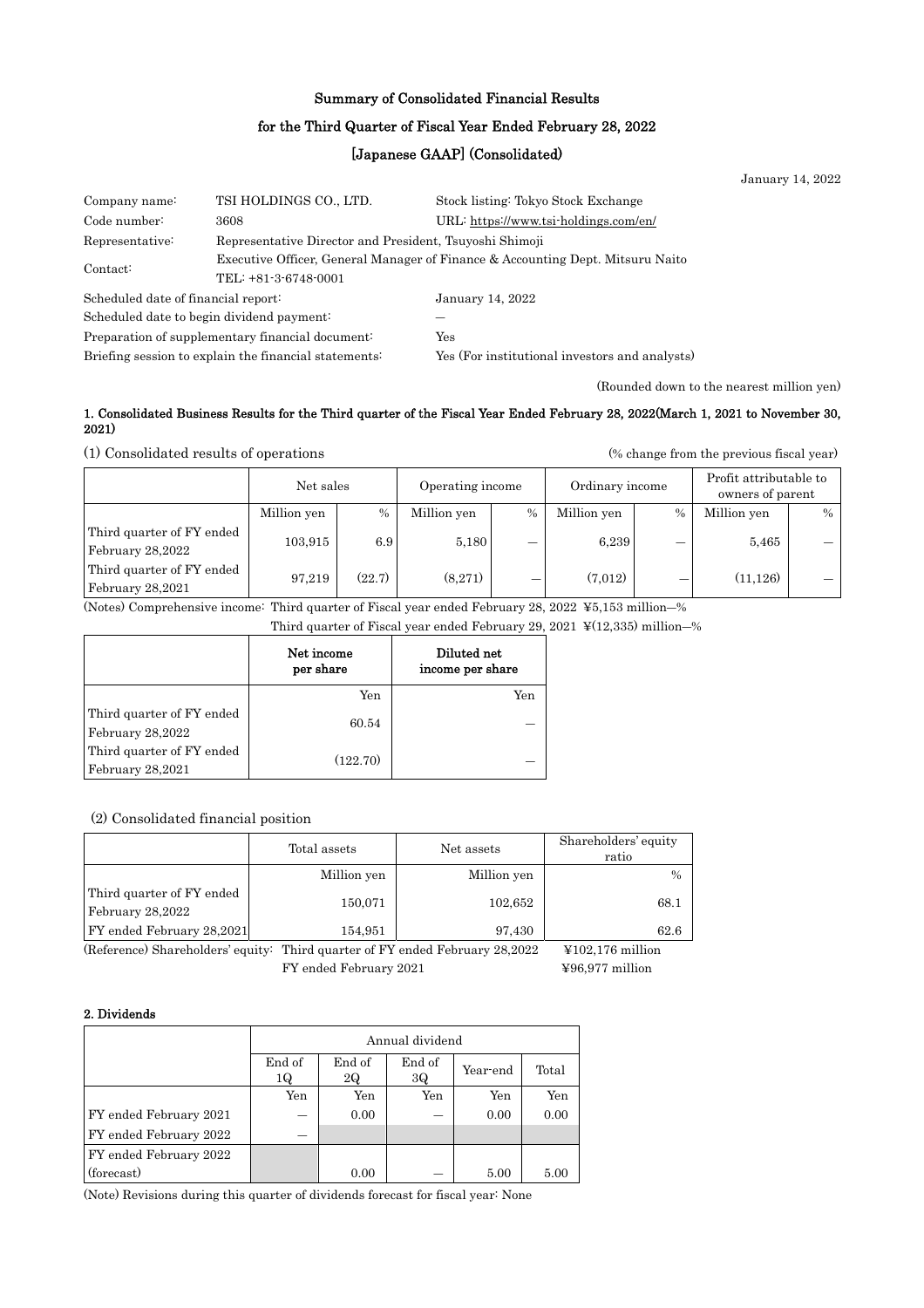# Summary of Consolidated Financial Results

# for the Third Quarter of Fiscal Year Ended February 28, 2022

# [Japanese GAAP] (Consolidated)

January 14, 2022

| | | |
|---|---|---|
| Company name: | TSI HOLDINGS CO., LTD. | Stock listing: Tokyo Stock Exchange |
| Code number: | 3608 | URL: https://www.tsi-holdings.com/en/ |
| Representative: | Representative Director and President, Tsuyoshi Shimoji | |
| Contact: | Executive Officer, General Manager of Finance & Accounting Dept. Mitsuru Naito<br>TEL: +81-3-6748-0001 | |
| Scheduled date of financial report: | | January 14, 2022 |
| Scheduled date to begin dividend payment: | | — |
| Preparation of supplementary financial document: | | Yes |
| Briefing session to explain the financial statements: | | Yes (For institutional investors and analysts) |

(Rounded down to the nearest million yen)

## 1. Consolidated Business Results for the Third quarter of the Fiscal Year Ended February 28, 2022(March 1, 2021 to November 30, 2021)

(1) Consolidated results of operations (% change from the previous fiscal year)

| | Net sales | | Operating income | | Ordinary income | | Profit attributable to owners of parent | |
|---|---|---|---|---|---|---|---|---|
| | Million yen | % | Million yen | % | Million yen | % | Million yen | % |
| Third quarter of FY ended February 28,2022 | 103,915 | 6.9 | 5,180 | — | 6,239 | — | 5,465 | — |
| Third quarter of FY ended February 28,2021 | 97,219 | (22.7) | (8,271) | — | (7,012) | — | (11,126) | — |

(Notes) Comprehensive income: Third quarter of Fiscal year ended February 28, 2022 ¥5,153 million—%

Third quarter of Fiscal year ended February 29, 2021 ¥(12,335) million—%

| | Net income per share | Diluted net income per share |
|---|---|---|
| | Yen | Yen |
| Third quarter of FY ended February 28,2022 | 60.54 | — |
| Third quarter of FY ended February 28,2021 | (122.70) | — |

(2) Consolidated financial position

| | Total assets | Net assets | Shareholders' equity ratio |
|---|---|---|---|
| | Million yen | Million yen | % |
| Third quarter of FY ended February 28,2022 | 150,071 | 102,652 | 68.1 |
| FY ended February 28,2021 | 154,951 | 97,430 | 62.6 |

(Reference) Shareholders' equity: Third quarter of FY ended February 28,2022 ¥102,176 million

FY ended February 2021 ¥96,977 million

## 2. Dividends

| | Annual dividend | | | | |
|---|---|---|---|---|---|
| | End of 1Q | End of 2Q | End of 3Q | Year-end | Total |
| | Yen | Yen | Yen | Yen | Yen |
| FY ended February 2021 | — | 0.00 | — | 0.00 | 0.00 |
| FY ended February 2022 | — | | | | |
| FY ended February 2022 (forecast) | | 0.00 | — | 5.00 | 5.00 |

(Note) Revisions during this quarter of dividends forecast for fiscal year: None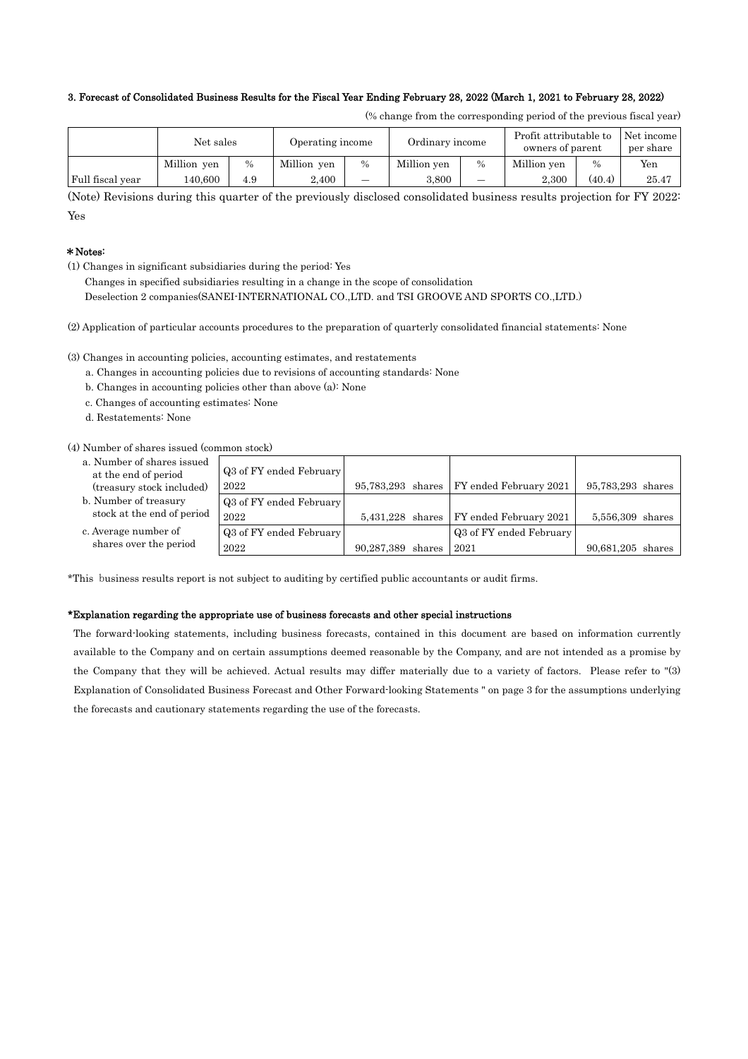### 3. Forecast of Consolidated Business Results for the Fiscal Year Ending February 28, 2022 (March 1, 2021 to February 28, 2022)

(% change from the corresponding period of the previous fiscal year)

| | Net sales | | Operating income | | Ordinary income | | Profit attributable to owners of parent | | Net income per share |
|---|---|---|---|---|---|---|---|---|---|
| | Million yen | % | Million yen | % | Million yen | % | Million yen | % | Yen |
| Full fiscal year | 140,600 | 4.9 | 2,400 | — | 3,800 | — | 2,300 | (40.4) | 25.47 |

(Note) Revisions during this quarter of the previously disclosed consolidated business results projection for FY 2022: Yes

**＊Notes:**

(1) Changes in significant subsidiaries during the period: Yes
Changes in specified subsidiaries resulting in a change in the scope of consolidation
Deselection 2 companies(SANEI-INTERNATIONAL CO.,LTD. and TSI GROOVE AND SPORTS CO.,LTD.)

(2) Application of particular accounts procedures to the preparation of quarterly consolidated financial statements: None

(3) Changes in accounting policies, accounting estimates, and restatements
a. Changes in accounting policies due to revisions of accounting standards: None
b. Changes in accounting policies other than above (a): None
c. Changes of accounting estimates: None
d. Restatements: None

(4) Number of shares issued (common stock)

| | | | | |
|---|---|---|---|---|
| a. Number of shares issued at the end of period (treasury stock included) | Q3 of FY ended February 2022 | 95,783,293 shares | FY ended February 2021 | 95,783,293 shares |
| b. Number of treasury stock at the end of period | Q3 of FY ended February 2022 | 5,431,228 shares | FY ended February 2021 | 5,556,309 shares |
| c. Average number of shares over the period | Q3 of FY ended February 2022 | 90,287,389 shares | Q3 of FY ended February 2021 | 90,681,205 shares |

*This business results report is not subject to auditing by certified public accountants or audit firms.

**\*Explanation regarding the appropriate use of business forecasts and other special instructions**

The forward-looking statements, including business forecasts, contained in this document are based on information currently available to the Company and on certain assumptions deemed reasonable by the Company, and are not intended as a promise by the Company that they will be achieved. Actual results may differ materially due to a variety of factors. Please refer to "(3) Explanation of Consolidated Business Forecast and Other Forward-looking Statements " on page 3 for the assumptions underlying the forecasts and cautionary statements regarding the use of the forecasts.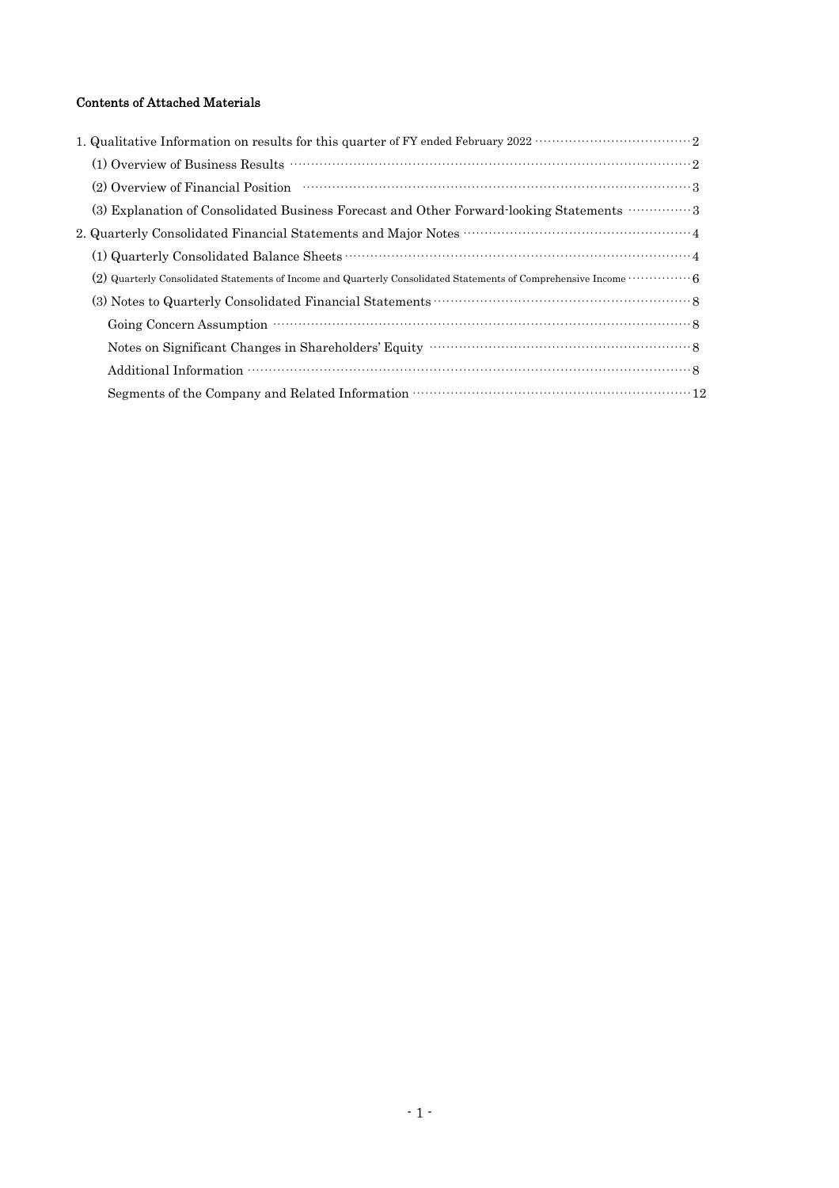# Contents of Attached Materials

1. Qualitative Information on results for this quarter of FY ended February 2022 ········ 2
   - (1) Overview of Business Results ········ 2
   - (2) Overview of Financial Position ········ 3
   - (3) Explanation of Consolidated Business Forecast and Other Forward-looking Statements ········ 3
2. Quarterly Consolidated Financial Statements and Major Notes ········ 4
   - (1) Quarterly Consolidated Balance Sheets ········ 4
   - (2) Quarterly Consolidated Statements of Income and Quarterly Consolidated Statements of Comprehensive Income ········ 6
   - (3) Notes to Quarterly Consolidated Financial Statements ········ 8
     - Going Concern Assumption ········ 8
     - Notes on Significant Changes in Shareholders' Equity ········ 8
     - Additional Information ········ 8
     - Segments of the Company and Related Information ········ 12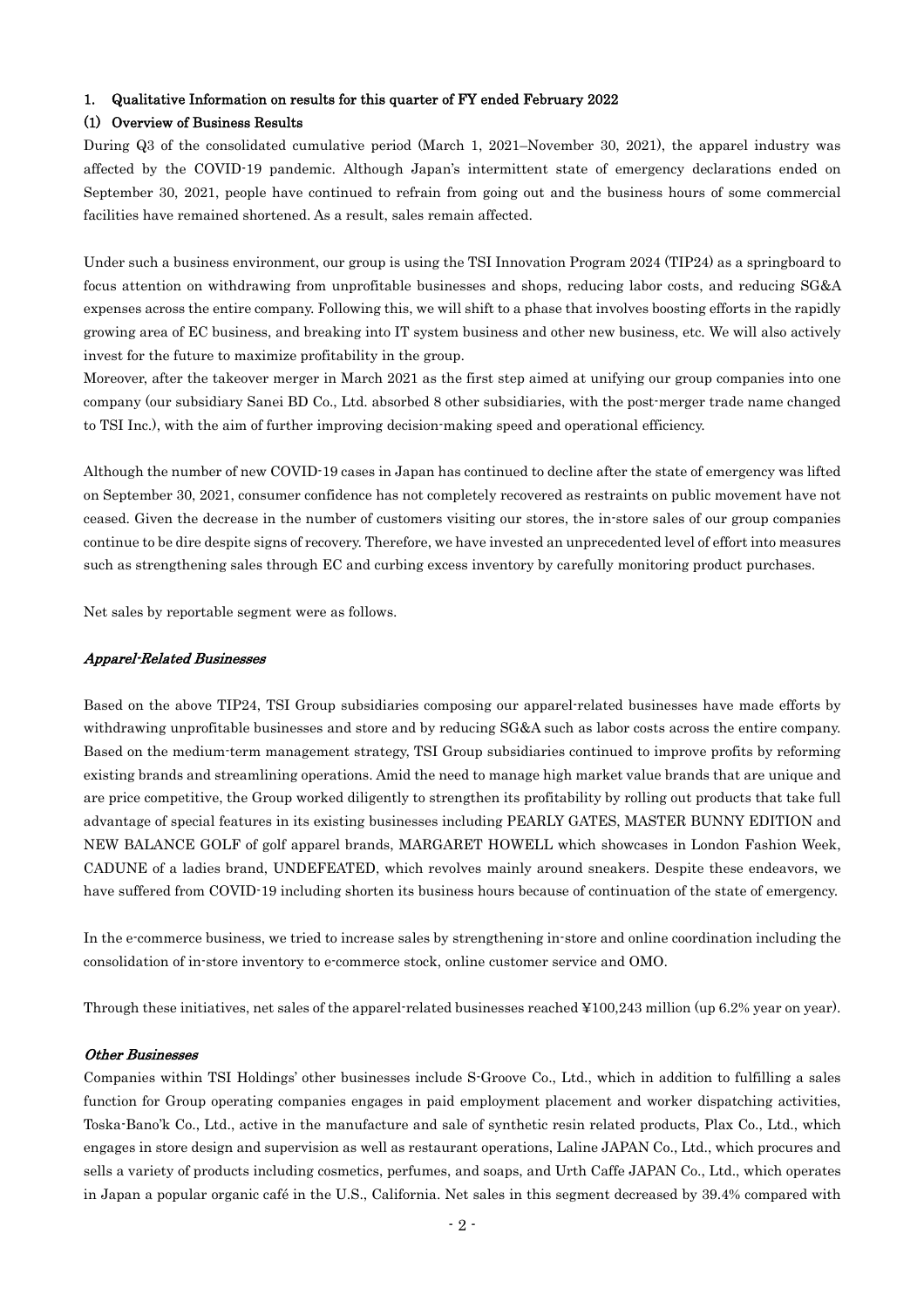## 1. Qualitative Information on results for this quarter of FY ended February 2022

### (1) Overview of Business Results

During Q3 of the consolidated cumulative period (March 1, 2021–November 30, 2021), the apparel industry was affected by the COVID-19 pandemic. Although Japan's intermittent state of emergency declarations ended on September 30, 2021, people have continued to refrain from going out and the business hours of some commercial facilities have remained shortened. As a result, sales remain affected.

Under such a business environment, our group is using the TSI Innovation Program 2024 (TIP24) as a springboard to focus attention on withdrawing from unprofitable businesses and shops, reducing labor costs, and reducing SG&A expenses across the entire company. Following this, we will shift to a phase that involves boosting efforts in the rapidly growing area of EC business, and breaking into IT system business and other new business, etc. We will also actively invest for the future to maximize profitability in the group.

Moreover, after the takeover merger in March 2021 as the first step aimed at unifying our group companies into one company (our subsidiary Sanei BD Co., Ltd. absorbed 8 other subsidiaries, with the post-merger trade name changed to TSI Inc.), with the aim of further improving decision-making speed and operational efficiency.

Although the number of new COVID-19 cases in Japan has continued to decline after the state of emergency was lifted on September 30, 2021, consumer confidence has not completely recovered as restraints on public movement have not ceased. Given the decrease in the number of customers visiting our stores, the in-store sales of our group companies continue to be dire despite signs of recovery. Therefore, we have invested an unprecedented level of effort into measures such as strengthening sales through EC and curbing excess inventory by carefully monitoring product purchases.

Net sales by reportable segment were as follows.

#### *Apparel-Related Businesses*

Based on the above TIP24, TSI Group subsidiaries composing our apparel-related businesses have made efforts by withdrawing unprofitable businesses and store and by reducing SG&A such as labor costs across the entire company. Based on the medium-term management strategy, TSI Group subsidiaries continued to improve profits by reforming existing brands and streamlining operations. Amid the need to manage high market value brands that are unique and are price competitive, the Group worked diligently to strengthen its profitability by rolling out products that take full advantage of special features in its existing businesses including PEARLY GATES, MASTER BUNNY EDITION and NEW BALANCE GOLF of golf apparel brands, MARGARET HOWELL which showcases in London Fashion Week, CADUNE of a ladies brand, UNDEFEATED, which revolves mainly around sneakers. Despite these endeavors, we have suffered from COVID-19 including shorten its business hours because of continuation of the state of emergency.

In the e-commerce business, we tried to increase sales by strengthening in-store and online coordination including the consolidation of in-store inventory to e-commerce stock, online customer service and OMO.

Through these initiatives, net sales of the apparel-related businesses reached ¥100,243 million (up 6.2% year on year).

#### *Other Businesses*

Companies within TSI Holdings' other businesses include S-Groove Co., Ltd., which in addition to fulfilling a sales function for Group operating companies engages in paid employment placement and worker dispatching activities, Toska-Bano'k Co., Ltd., active in the manufacture and sale of synthetic resin related products, Plax Co., Ltd., which engages in store design and supervision as well as restaurant operations, Laline JAPAN Co., Ltd., which procures and sells a variety of products including cosmetics, perfumes, and soaps, and Urth Caffe JAPAN Co., Ltd., which operates in Japan a popular organic café in the U.S., California. Net sales in this segment decreased by 39.4% compared with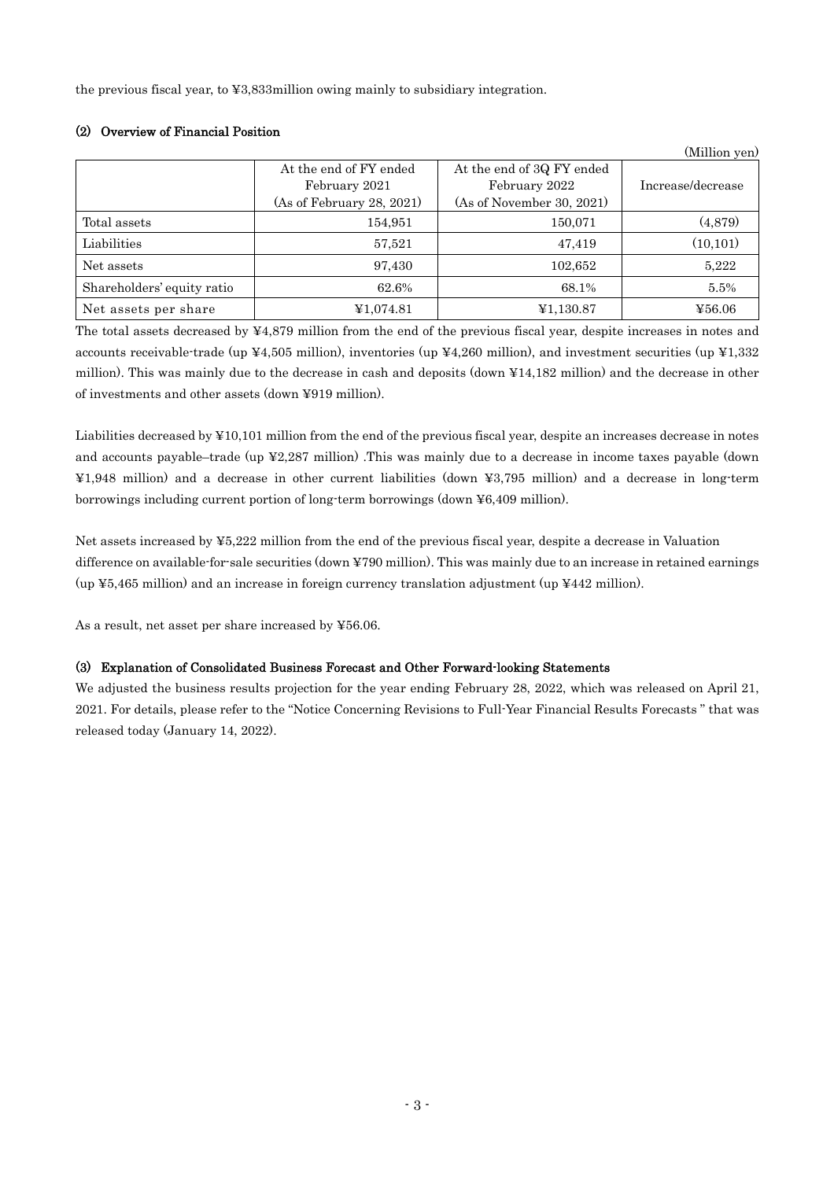the previous fiscal year, to ¥3,833million owing mainly to subsidiary integration.

### (2) Overview of Financial Position

(Million yen)

| | At the end of FY ended February 2021 (As of February 28, 2021) | At the end of 3Q FY ended February 2022 (As of November 30, 2021) | Increase/decrease |
|---|---|---|---|
| Total assets | 154,951 | 150,071 | (4,879) |
| Liabilities | 57,521 | 47,419 | (10,101) |
| Net assets | 97,430 | 102,652 | 5,222 |
| Shareholders' equity ratio | 62.6% | 68.1% | 5.5% |
| Net assets per share | ¥1,074.81 | ¥1,130.87 | ¥56.06 |

The total assets decreased by ¥4,879 million from the end of the previous fiscal year, despite increases in notes and accounts receivable-trade (up ¥4,505 million), inventories (up ¥4,260 million), and investment securities (up ¥1,332 million). This was mainly due to the decrease in cash and deposits (down ¥14,182 million) and the decrease in other of investments and other assets (down ¥919 million).

Liabilities decreased by ¥10,101 million from the end of the previous fiscal year, despite an increases decrease in notes and accounts payable–trade (up ¥2,287 million) .This was mainly due to a decrease in income taxes payable (down ¥1,948 million) and a decrease in other current liabilities (down ¥3,795 million) and a decrease in long-term borrowings including current portion of long-term borrowings (down ¥6,409 million).

Net assets increased by ¥5,222 million from the end of the previous fiscal year, despite a decrease in Valuation difference on available-for-sale securities (down ¥790 million). This was mainly due to an increase in retained earnings (up ¥5,465 million) and an increase in foreign currency translation adjustment (up ¥442 million).

As a result, net asset per share increased by ¥56.06.

### (3) Explanation of Consolidated Business Forecast and Other Forward-looking Statements

We adjusted the business results projection for the year ending February 28, 2022, which was released on April 21, 2021. For details, please refer to the "Notice Concerning Revisions to Full-Year Financial Results Forecasts " that was released today (January 14, 2022).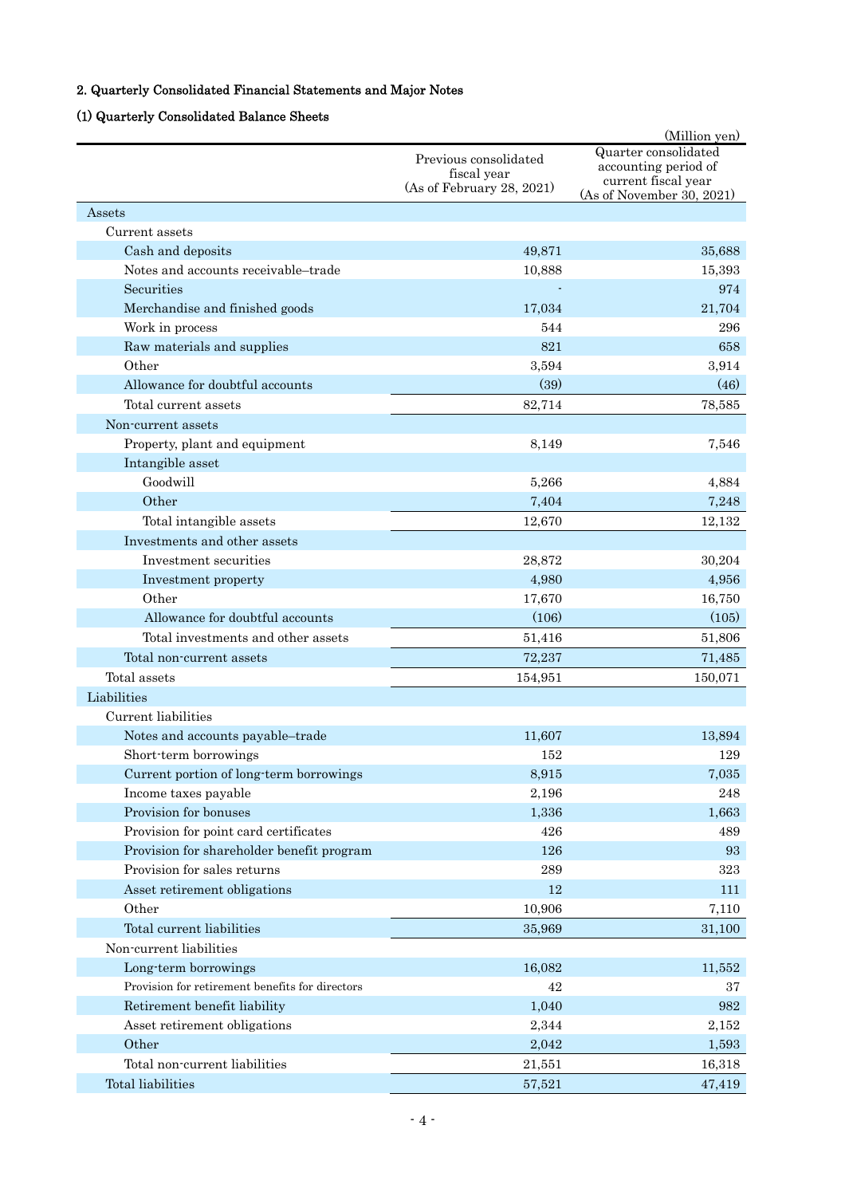## 2. Quarterly Consolidated Financial Statements and Major Notes

### (1) Quarterly Consolidated Balance Sheets

(Million yen)

| | Previous consolidated fiscal year (As of February 28, 2021) | Quarter consolidated accounting period of current fiscal year (As of November 30, 2021) |
|---|---|---|
| Assets | | |
| Current assets | | |
| Cash and deposits | 49,871 | 35,688 |
| Notes and accounts receivable–trade | 10,888 | 15,393 |
| Securities | - | 974 |
| Merchandise and finished goods | 17,034 | 21,704 |
| Work in process | 544 | 296 |
| Raw materials and supplies | 821 | 658 |
| Other | 3,594 | 3,914 |
| Allowance for doubtful accounts | (39) | (46) |
| Total current assets | 82,714 | 78,585 |
| Non-current assets | | |
| Property, plant and equipment | 8,149 | 7,546 |
| Intangible asset | | |
| Goodwill | 5,266 | 4,884 |
| Other | 7,404 | 7,248 |
| Total intangible assets | 12,670 | 12,132 |
| Investments and other assets | | |
| Investment securities | 28,872 | 30,204 |
| Investment property | 4,980 | 4,956 |
| Other | 17,670 | 16,750 |
| Allowance for doubtful accounts | (106) | (105) |
| Total investments and other assets | 51,416 | 51,806 |
| Total non-current assets | 72,237 | 71,485 |
| Total assets | 154,951 | 150,071 |
| Liabilities | | |
| Current liabilities | | |
| Notes and accounts payable–trade | 11,607 | 13,894 |
| Short-term borrowings | 152 | 129 |
| Current portion of long-term borrowings | 8,915 | 7,035 |
| Income taxes payable | 2,196 | 248 |
| Provision for bonuses | 1,336 | 1,663 |
| Provision for point card certificates | 426 | 489 |
| Provision for shareholder benefit program | 126 | 93 |
| Provision for sales returns | 289 | 323 |
| Asset retirement obligations | 12 | 111 |
| Other | 10,906 | 7,110 |
| Total current liabilities | 35,969 | 31,100 |
| Non-current liabilities | | |
| Long-term borrowings | 16,082 | 11,552 |
| Provision for retirement benefits for directors | 42 | 37 |
| Retirement benefit liability | 1,040 | 982 |
| Asset retirement obligations | 2,344 | 2,152 |
| Other | 2,042 | 1,593 |
| Total non-current liabilities | 21,551 | 16,318 |
| Total liabilities | 57,521 | 47,419 |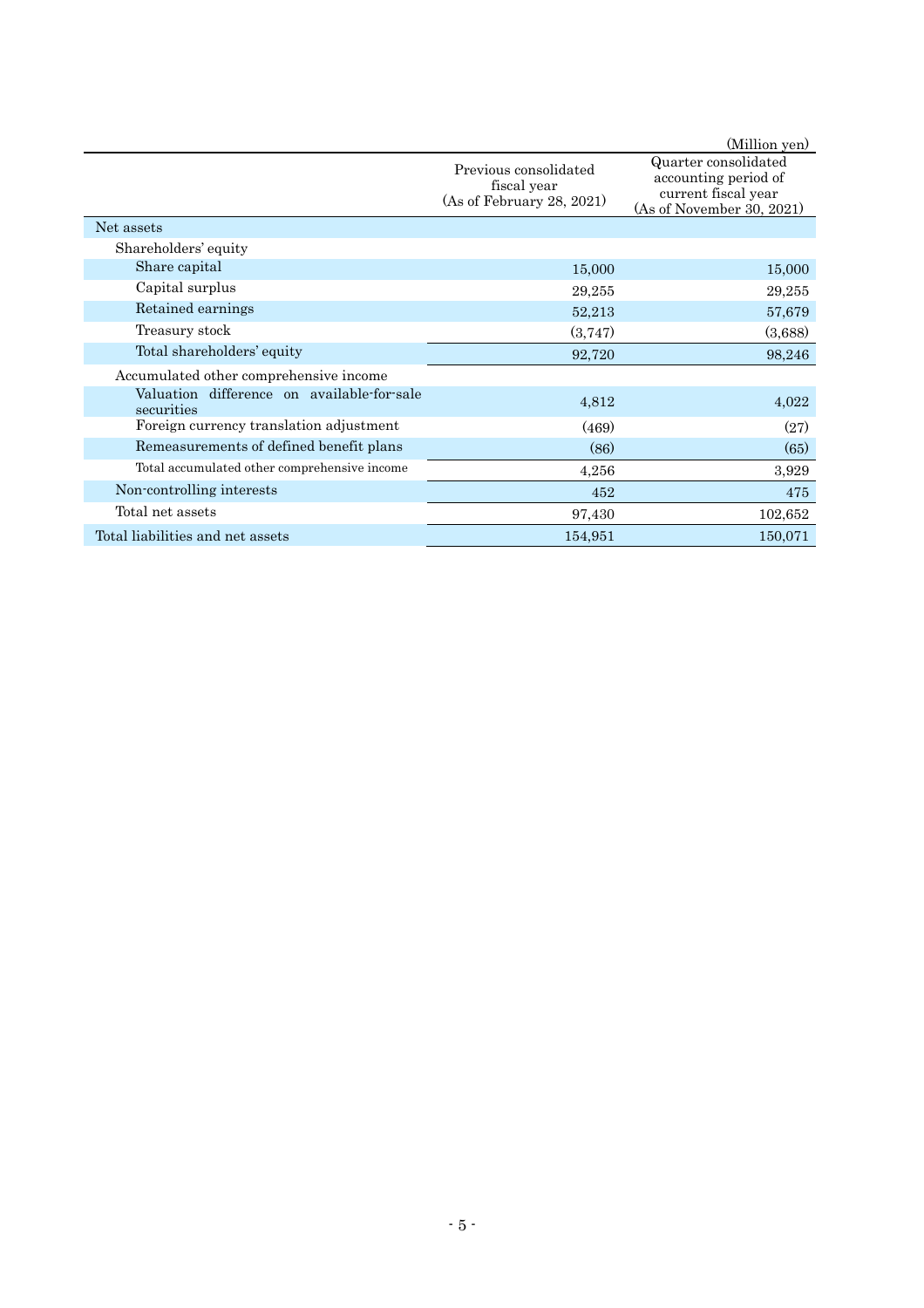(Million yen)

| | Previous consolidated fiscal year (As of February 28, 2021) | Quarter consolidated accounting period of current fiscal year (As of November 30, 2021) |
|---|---|---|
| Net assets | | |
| Shareholders' equity | | |
| Share capital | 15,000 | 15,000 |
| Capital surplus | 29,255 | 29,255 |
| Retained earnings | 52,213 | 57,679 |
| Treasury stock | (3,747) | (3,688) |
| Total shareholders' equity | 92,720 | 98,246 |
| Accumulated other comprehensive income | | |
| Valuation difference on available-for-sale securities | 4,812 | 4,022 |
| Foreign currency translation adjustment | (469) | (27) |
| Remeasurements of defined benefit plans | (86) | (65) |
| Total accumulated other comprehensive income | 4,256 | 3,929 |
| Non-controlling interests | 452 | 475 |
| Total net assets | 97,430 | 102,652 |
| Total liabilities and net assets | 154,951 | 150,071 |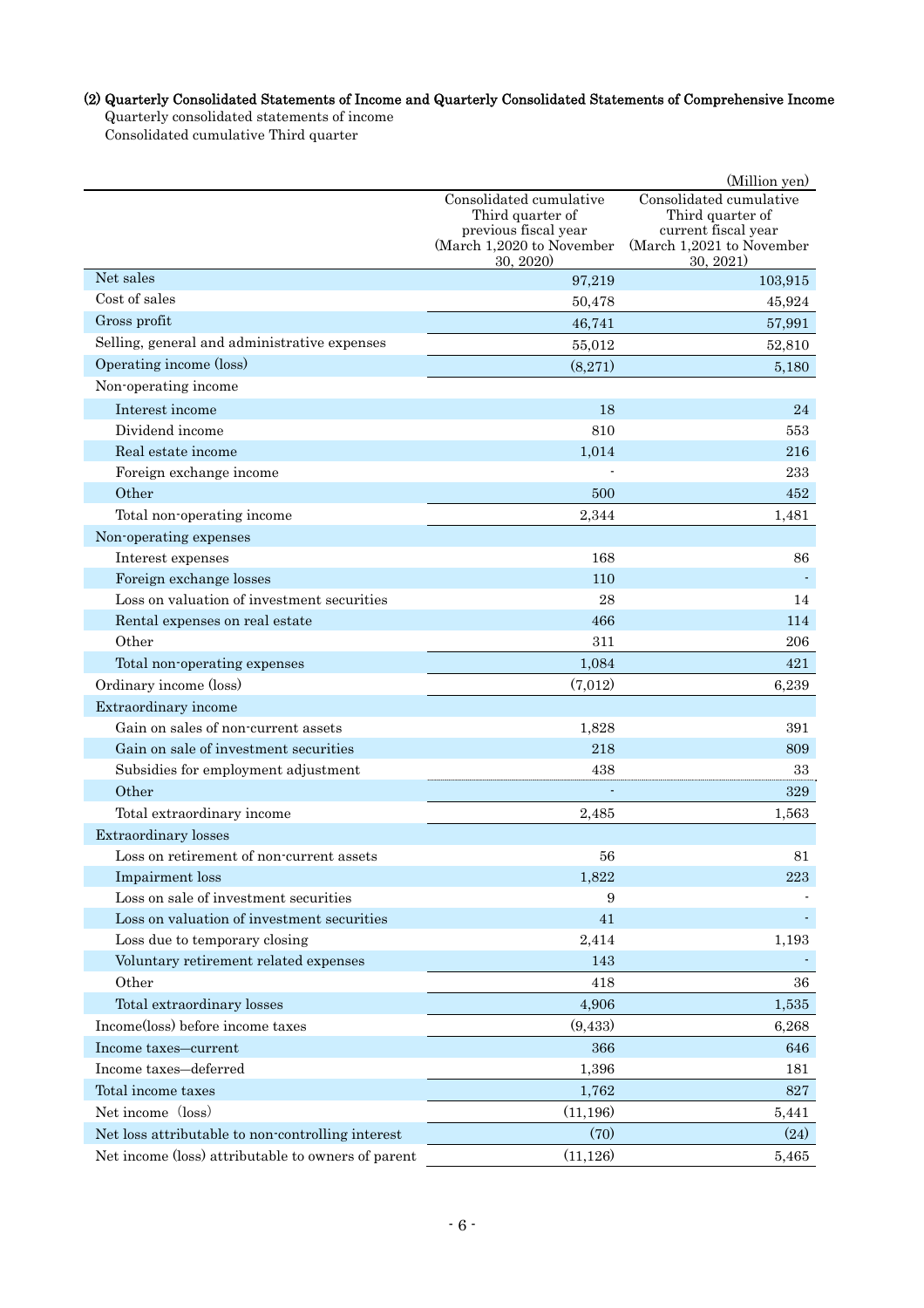#### (2) Quarterly Consolidated Statements of Income and Quarterly Consolidated Statements of Comprehensive Income

Quarterly consolidated statements of income

Consolidated cumulative Third quarter

(Million yen)

| | Consolidated cumulative Third quarter of previous fiscal year (March 1,2020 to November 30, 2020) | Consolidated cumulative Third quarter of current fiscal year (March 1,2021 to November 30, 2021) |
|---|---|---|
| Net sales | 97,219 | 103,915 |
| Cost of sales | 50,478 | 45,924 |
| Gross profit | 46,741 | 57,991 |
| Selling, general and administrative expenses | 55,012 | 52,810 |
| Operating income (loss) | (8,271) | 5,180 |
| Non-operating income | | |
| Interest income | 18 | 24 |
| Dividend income | 810 | 553 |
| Real estate income | 1,014 | 216 |
| Foreign exchange income | - | 233 |
| Other | 500 | 452 |
| Total non-operating income | 2,344 | 1,481 |
| Non-operating expenses | | |
| Interest expenses | 168 | 86 |
| Foreign exchange losses | 110 | - |
| Loss on valuation of investment securities | 28 | 14 |
| Rental expenses on real estate | 466 | 114 |
| Other | 311 | 206 |
| Total non-operating expenses | 1,084 | 421 |
| Ordinary income (loss) | (7,012) | 6,239 |
| Extraordinary income | | |
| Gain on sales of non-current assets | 1,828 | 391 |
| Gain on sale of investment securities | 218 | 809 |
| Subsidies for employment adjustment | 438 | 33 |
| Other | - | 329 |
| Total extraordinary income | 2,485 | 1,563 |
| Extraordinary losses | | |
| Loss on retirement of non-current assets | 56 | 81 |
| Impairment loss | 1,822 | 223 |
| Loss on sale of investment securities | 9 | - |
| Loss on valuation of investment securities | 41 | - |
| Loss due to temporary closing | 2,414 | 1,193 |
| Voluntary retirement related expenses | 143 | - |
| Other | 418 | 36 |
| Total extraordinary losses | 4,906 | 1,535 |
| Income(loss) before income taxes | (9,433) | 6,268 |
| Income taxes—current | 366 | 646 |
| Income taxes—deferred | 1,396 | 181 |
| Total income taxes | 1,762 | 827 |
| Net income (loss) | (11,196) | 5,441 |
| Net loss attributable to non-controlling interest | (70) | (24) |
| Net income (loss) attributable to owners of parent | (11,126) | 5,465 |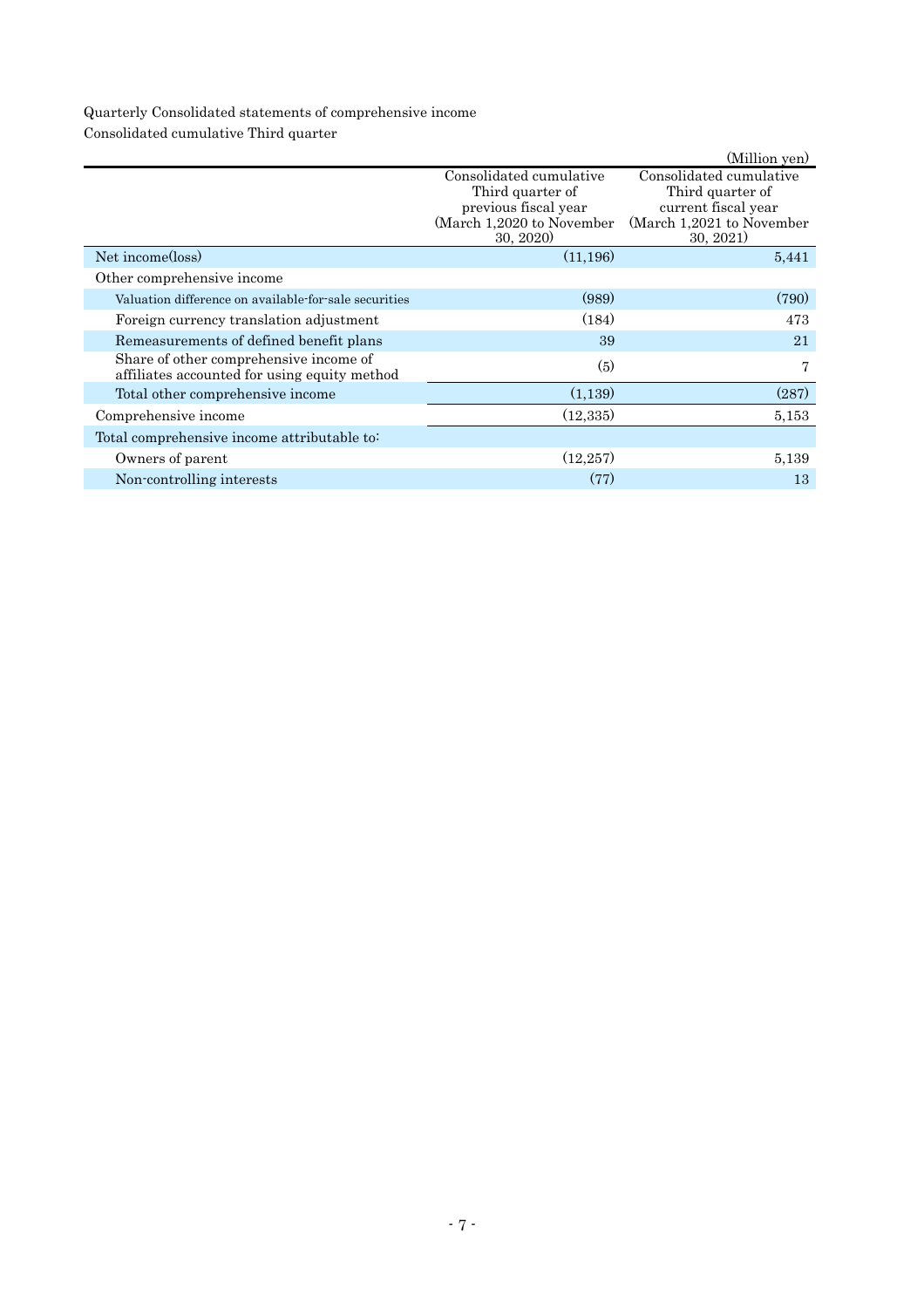Quarterly Consolidated statements of comprehensive income

Consolidated cumulative Third quarter

(Million yen)

| | Consolidated cumulative Third quarter of previous fiscal year (March 1,2020 to November 30, 2020) | Consolidated cumulative Third quarter of current fiscal year (March 1,2021 to November 30, 2021) |
|---|---|---|
| Net income(loss) | (11,196) | 5,441 |
| Other comprehensive income | | |
| Valuation difference on available-for-sale securities | (989) | (790) |
| Foreign currency translation adjustment | (184) | 473 |
| Remeasurements of defined benefit plans | 39 | 21 |
| Share of other comprehensive income of affiliates accounted for using equity method | (5) | 7 |
| Total other comprehensive income | (1,139) | (287) |
| Comprehensive income | (12,335) | 5,153 |
| Total comprehensive income attributable to: | | |
| Owners of parent | (12,257) | 5,139 |
| Non-controlling interests | (77) | 13 |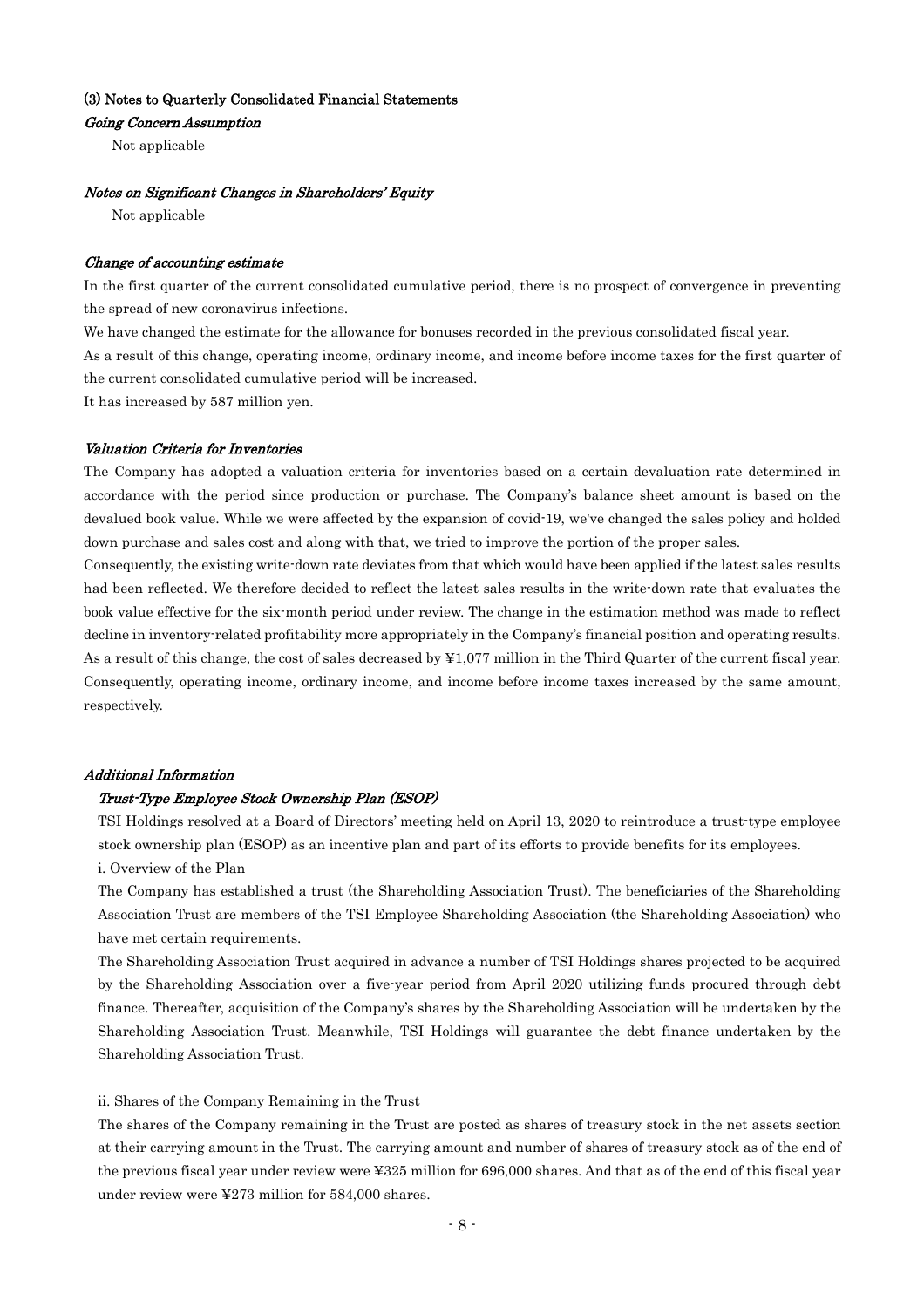### (3) Notes to Quarterly Consolidated Financial Statements

*Going Concern Assumption*

Not applicable

*Notes on Significant Changes in Shareholders' Equity*

Not applicable

*Change of accounting estimate*

In the first quarter of the current consolidated cumulative period, there is no prospect of convergence in preventing the spread of new coronavirus infections.

We have changed the estimate for the allowance for bonuses recorded in the previous consolidated fiscal year.

As a result of this change, operating income, ordinary income, and income before income taxes for the first quarter of the current consolidated cumulative period will be increased.

It has increased by 587 million yen.

*Valuation Criteria for Inventories*

The Company has adopted a valuation criteria for inventories based on a certain devaluation rate determined in accordance with the period since production or purchase. The Company's balance sheet amount is based on the devalued book value. While we were affected by the expansion of covid-19, we've changed the sales policy and holded down purchase and sales cost and along with that, we tried to improve the portion of the proper sales.

Consequently, the existing write-down rate deviates from that which would have been applied if the latest sales results had been reflected. We therefore decided to reflect the latest sales results in the write-down rate that evaluates the book value effective for the six-month period under review. The change in the estimation method was made to reflect decline in inventory-related profitability more appropriately in the Company's financial position and operating results. As a result of this change, the cost of sales decreased by ¥1,077 million in the Third Quarter of the current fiscal year. Consequently, operating income, ordinary income, and income before income taxes increased by the same amount, respectively.

*Additional Information*

*Trust-Type Employee Stock Ownership Plan (ESOP)*

TSI Holdings resolved at a Board of Directors' meeting held on April 13, 2020 to reintroduce a trust-type employee stock ownership plan (ESOP) as an incentive plan and part of its efforts to provide benefits for its employees.

i. Overview of the Plan

The Company has established a trust (the Shareholding Association Trust). The beneficiaries of the Shareholding Association Trust are members of the TSI Employee Shareholding Association (the Shareholding Association) who have met certain requirements.

The Shareholding Association Trust acquired in advance a number of TSI Holdings shares projected to be acquired by the Shareholding Association over a five-year period from April 2020 utilizing funds procured through debt finance. Thereafter, acquisition of the Company's shares by the Shareholding Association will be undertaken by the Shareholding Association Trust. Meanwhile, TSI Holdings will guarantee the debt finance undertaken by the Shareholding Association Trust.

ii. Shares of the Company Remaining in the Trust

The shares of the Company remaining in the Trust are posted as shares of treasury stock in the net assets section at their carrying amount in the Trust. The carrying amount and number of shares of treasury stock as of the end of the previous fiscal year under review were ¥325 million for 696,000 shares. And that as of the end of this fiscal year under review were ¥273 million for 584,000 shares.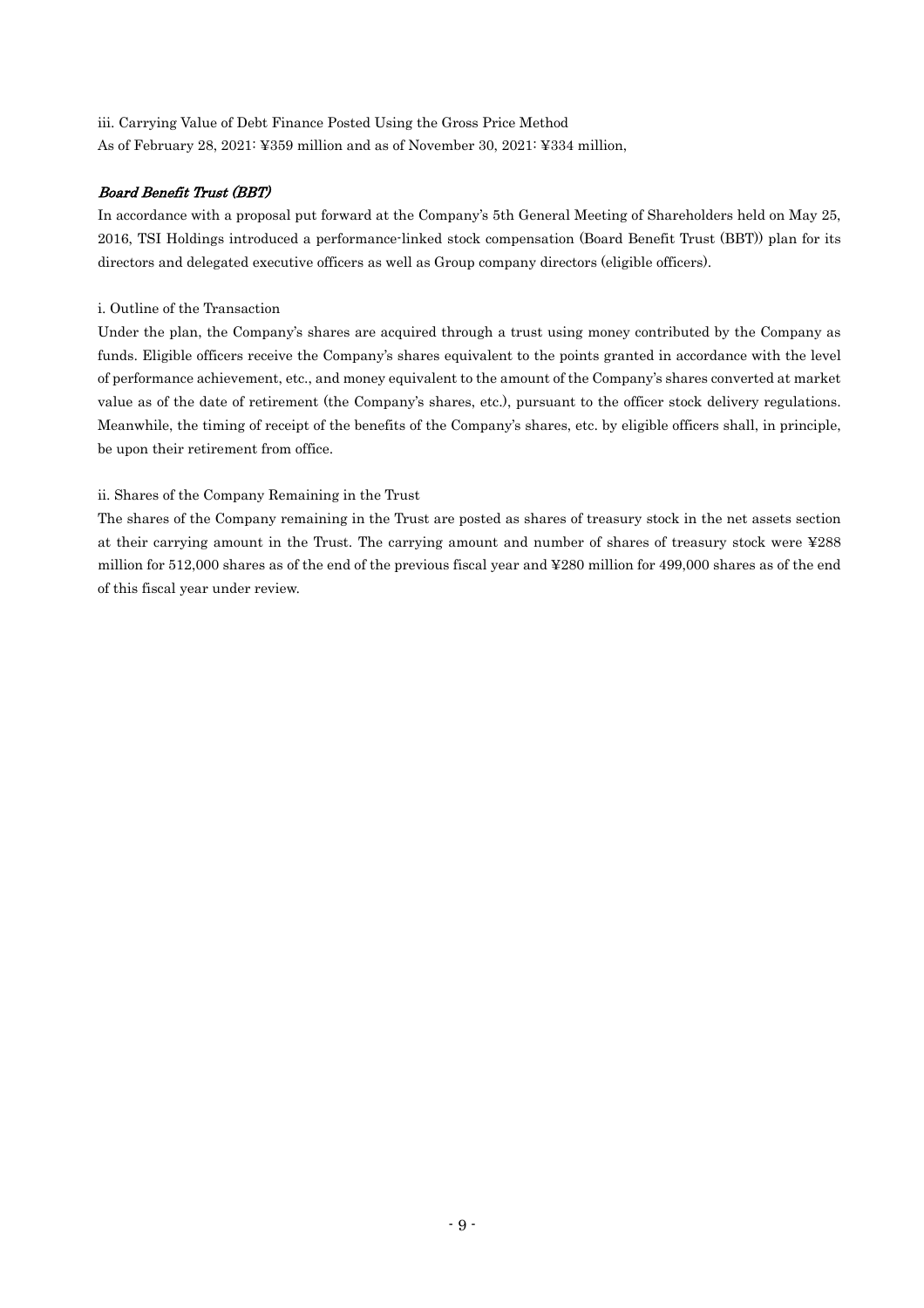iii. Carrying Value of Debt Finance Posted Using the Gross Price Method

As of February 28, 2021: ¥359 million and as of November 30, 2021: ¥334 million,

***Board Benefit Trust (BBT)***

In accordance with a proposal put forward at the Company's 5th General Meeting of Shareholders held on May 25, 2016, TSI Holdings introduced a performance-linked stock compensation (Board Benefit Trust (BBT)) plan for its directors and delegated executive officers as well as Group company directors (eligible officers).

i. Outline of the Transaction

Under the plan, the Company's shares are acquired through a trust using money contributed by the Company as funds. Eligible officers receive the Company's shares equivalent to the points granted in accordance with the level of performance achievement, etc., and money equivalent to the amount of the Company's shares converted at market value as of the date of retirement (the Company's shares, etc.), pursuant to the officer stock delivery regulations. Meanwhile, the timing of receipt of the benefits of the Company's shares, etc. by eligible officers shall, in principle, be upon their retirement from office.

ii. Shares of the Company Remaining in the Trust

The shares of the Company remaining in the Trust are posted as shares of treasury stock in the net assets section at their carrying amount in the Trust. The carrying amount and number of shares of treasury stock were ¥288 million for 512,000 shares as of the end of the previous fiscal year and ¥280 million for 499,000 shares as of the end of this fiscal year under review.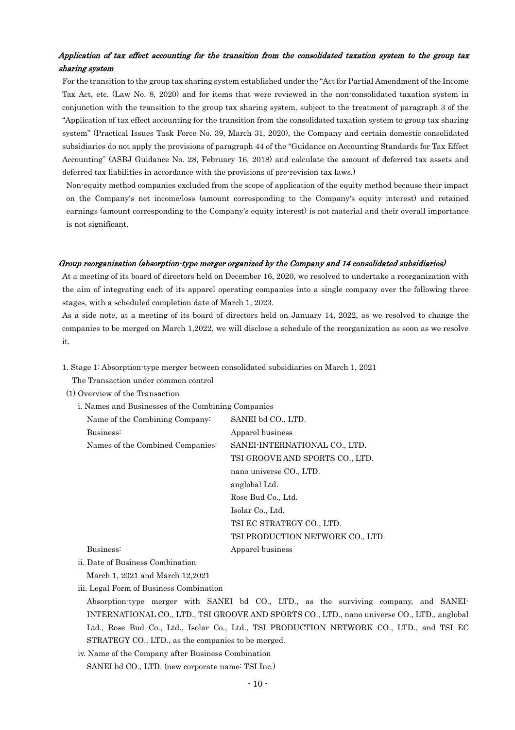### *Application of tax effect accounting for the transition from the consolidated taxation system to the group tax sharing system*

For the transition to the group tax sharing system established under the "Act for Partial Amendment of the Income Tax Act, etc. (Law No. 8, 2020) and for items that were reviewed in the non-consolidated taxation system in conjunction with the transition to the group tax sharing system, subject to the treatment of paragraph 3 of the "Application of tax effect accounting for the transition from the consolidated taxation system to group tax sharing system" (Practical Issues Task Force No. 39, March 31, 2020), the Company and certain domestic consolidated subsidiaries do not apply the provisions of paragraph 44 of the "Guidance on Accounting Standards for Tax Effect Accounting" (ASBJ Guidance No. 28, February 16, 2018) and calculate the amount of deferred tax assets and deferred tax liabilities in accordance with the provisions of pre-revision tax laws.)

Non-equity method companies excluded from the scope of application of the equity method because their impact on the Company's net income/loss (amount corresponding to the Company's equity interest) and retained earnings (amount corresponding to the Company's equity interest) is not material and their overall importance is not significant.

### *Group reorganization (absorption-type merger organized by the Company and 14 consolidated subsidiaries)*

At a meeting of its board of directors held on December 16, 2020, we resolved to undertake a reorganization with the aim of integrating each of its apparel operating companies into a single company over the following three stages, with a scheduled completion date of March 1, 2023.

As a side note, at a meeting of its board of directors held on January 14, 2022, as we resolved to change the companies to be merged on March 1,2022, we will disclose a schedule of the reorganization as soon as we resolve it.

1. Stage 1: Absorption-type merger between consolidated subsidiaries on March 1, 2021

   The Transaction under common control

(1) Overview of the Transaction

i. Names and Businesses of the Combining Companies

| | |
|---|---|
| Name of the Combining Company: | SANEI bd CO., LTD. |
| Business: | Apparel business |
| Names of the Combined Companies: | SANEI-INTERNATIONAL CO., LTD. |
| | TSI GROOVE AND SPORTS CO., LTD. |
| | nano universe CO., LTD. |
| | anglobal Ltd. |
| | Rose Bud Co., Ltd. |
| | Isolar Co., Ltd. |
| | TSI EC STRATEGY CO., LTD. |
| | TSI PRODUCTION NETWORK CO., LTD. |
| Business: | Apparel business |

ii. Date of Business Combination

March 1, 2021 and March 12,2021

iii. Legal Form of Business Combination

Absorption-type merger with SANEI bd CO., LTD., as the surviving company, and SANEI-INTERNATIONAL CO., LTD., TSI GROOVE AND SPORTS CO., LTD., nano universe CO., LTD., anglobal Ltd., Rose Bud Co., Ltd., Isolar Co., Ltd., TSI PRODUCTION NETWORK CO., LTD., and TSI EC STRATEGY CO., LTD., as the companies to be merged.

iv. Name of the Company after Business Combination

SANEI bd CO., LTD. (new corporate name: TSI Inc.)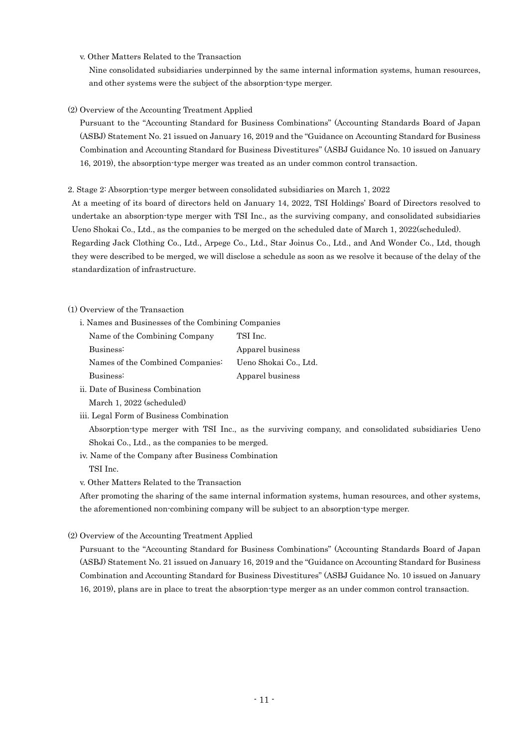v. Other Matters Related to the Transaction

Nine consolidated subsidiaries underpinned by the same internal information systems, human resources, and other systems were the subject of the absorption-type merger.

(2) Overview of the Accounting Treatment Applied

Pursuant to the "Accounting Standard for Business Combinations" (Accounting Standards Board of Japan (ASBJ) Statement No. 21 issued on January 16, 2019 and the "Guidance on Accounting Standard for Business Combination and Accounting Standard for Business Divestitures" (ASBJ Guidance No. 10 issued on January 16, 2019), the absorption-type merger was treated as an under common control transaction.

2. Stage 2: Absorption-type merger between consolidated subsidiaries on March 1, 2022

At a meeting of its board of directors held on January 14, 2022, TSI Holdings' Board of Directors resolved to undertake an absorption-type merger with TSI Inc., as the surviving company, and consolidated subsidiaries Ueno Shokai Co., Ltd., as the companies to be merged on the scheduled date of March 1, 2022(scheduled).

Regarding Jack Clothing Co., Ltd., Arpege Co., Ltd., Star Joinus Co., Ltd., and And Wonder Co., Ltd, though they were described to be merged, we will disclose a schedule as soon as we resolve it because of the delay of the standardization of infrastructure.

(1) Overview of the Transaction

i. Names and Businesses of the Combining Companies

| | |
|---|---|
| Name of the Combining Company | TSI Inc. |
| Business: | Apparel business |
| Names of the Combined Companies: | Ueno Shokai Co., Ltd. |
| Business: | Apparel business |

ii. Date of Business Combination

March 1, 2022 (scheduled)

iii. Legal Form of Business Combination

Absorption-type merger with TSI Inc., as the surviving company, and consolidated subsidiaries Ueno Shokai Co., Ltd., as the companies to be merged.

iv. Name of the Company after Business Combination

TSI Inc.

v. Other Matters Related to the Transaction

After promoting the sharing of the same internal information systems, human resources, and other systems, the aforementioned non-combining company will be subject to an absorption-type merger.

(2) Overview of the Accounting Treatment Applied

Pursuant to the "Accounting Standard for Business Combinations" (Accounting Standards Board of Japan (ASBJ) Statement No. 21 issued on January 16, 2019 and the "Guidance on Accounting Standard for Business Combination and Accounting Standard for Business Divestitures" (ASBJ Guidance No. 10 issued on January 16, 2019), plans are in place to treat the absorption-type merger as an under common control transaction.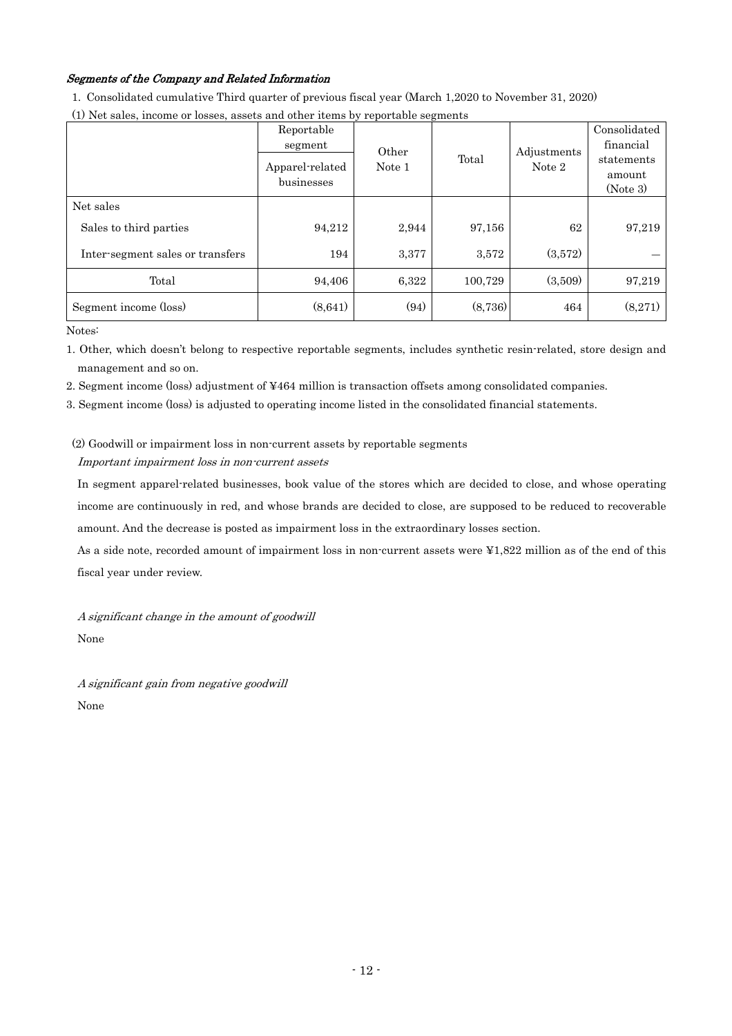### *Segments of the Company and Related Information*

1. Consolidated cumulative Third quarter of previous fiscal year (March 1,2020 to November 31, 2020)

(1) Net sales, income or losses, assets and other items by reportable segments

| | Reportable segment | Other Note 1 | Total | Adjustments Note 2 | Consolidated financial statements amount (Note 3) |
|---|---|---|---|---|---|
| | Apparel-related businesses | | | | |
| Net sales | | | | | |
| Sales to third parties | 94,212 | 2,944 | 97,156 | 62 | 97,219 |
| Inter-segment sales or transfers | 194 | 3,377 | 3,572 | (3,572) | — |
| Total | 94,406 | 6,322 | 100,729 | (3,509) | 97,219 |
| Segment income (loss) | (8,641) | (94) | (8,736) | 464 | (8,271) |

Notes:

1. Other, which doesn't belong to respective reportable segments, includes synthetic resin-related, store design and management and so on.
2. Segment income (loss) adjustment of ¥464 million is transaction offsets among consolidated companies.
3. Segment income (loss) is adjusted to operating income listed in the consolidated financial statements.

(2) Goodwill or impairment loss in non-current assets by reportable segments

*Important impairment loss in non-current assets*

In segment apparel-related businesses, book value of the stores which are decided to close, and whose operating income are continuously in red, and whose brands are decided to close, are supposed to be reduced to recoverable amount. And the decrease is posted as impairment loss in the extraordinary losses section.

As a side note, recorded amount of impairment loss in non-current assets were ¥1,822 million as of the end of this fiscal year under review.

*A significant change in the amount of goodwill*

None

*A significant gain from negative goodwill*

None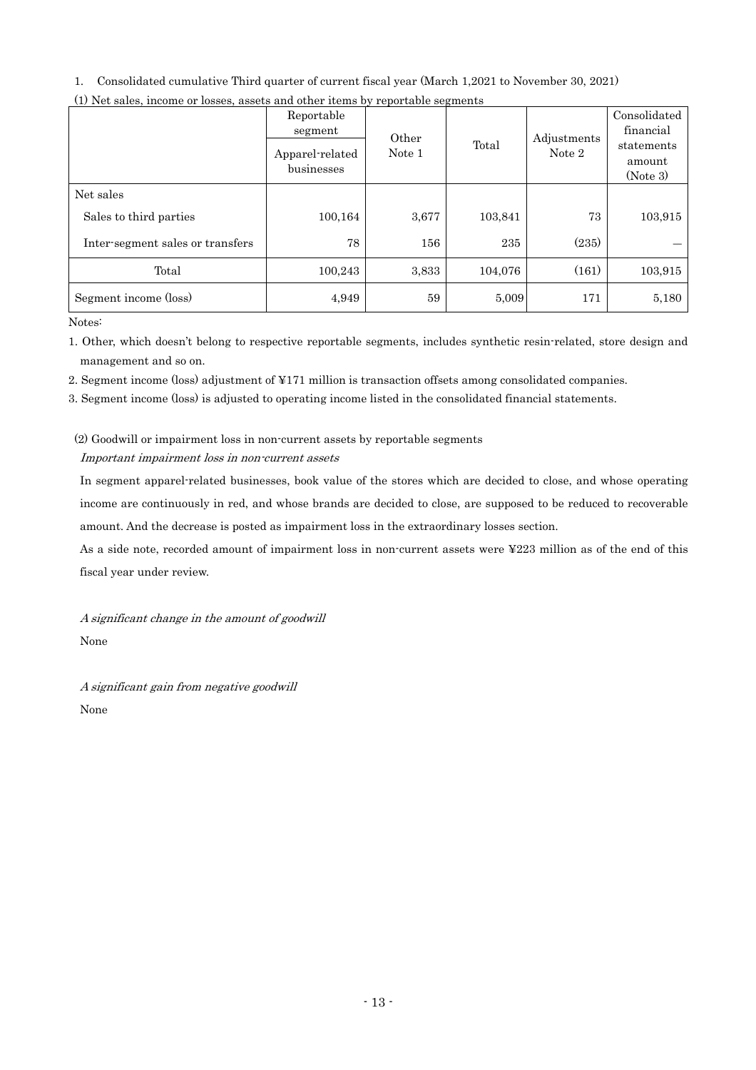1. Consolidated cumulative Third quarter of current fiscal year (March 1,2021 to November 30, 2021)

(1) Net sales, income or losses, assets and other items by reportable segments

| | Reportable segment | Other Note 1 | Total | Adjustments Note 2 | Consolidated financial statements amount (Note 3) |
|---|---|---|---|---|---|
| | Apparel-related businesses | | | | |
| Net sales | | | | | |
| Sales to third parties | 100,164 | 3,677 | 103,841 | 73 | 103,915 |
| Inter-segment sales or transfers | 78 | 156 | 235 | (235) | — |
| Total | 100,243 | 3,833 | 104,076 | (161) | 103,915 |
| Segment income (loss) | 4,949 | 59 | 5,009 | 171 | 5,180 |

Notes:

1. Other, which doesn't belong to respective reportable segments, includes synthetic resin-related, store design and management and so on.
2. Segment income (loss) adjustment of ¥171 million is transaction offsets among consolidated companies.
3. Segment income (loss) is adjusted to operating income listed in the consolidated financial statements.

(2) Goodwill or impairment loss in non-current assets by reportable segments

*Important impairment loss in non-current assets*

In segment apparel-related businesses, book value of the stores which are decided to close, and whose operating income are continuously in red, and whose brands are decided to close, are supposed to be reduced to recoverable amount. And the decrease is posted as impairment loss in the extraordinary losses section.

As a side note, recorded amount of impairment loss in non-current assets were ¥223 million as of the end of this fiscal year under review.

*A significant change in the amount of goodwill*

None

*A significant gain from negative goodwill*

None